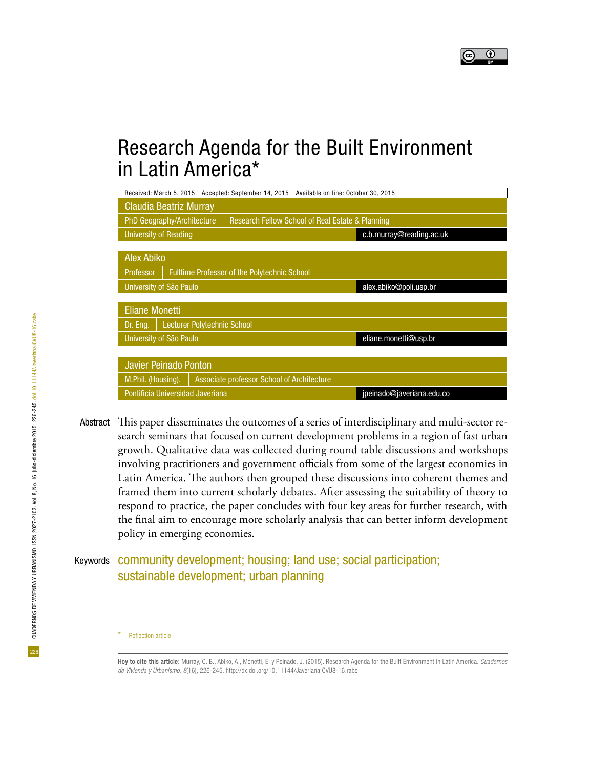# Research Agenda for the Built Environment in Latin America*

Received: March 5, 2015 Accepted: September 14, 2015 Available on line: October 30, 2015

**Claudia Beatriz Murray**
PhD Geography/Architecture | Research Fellow School of Real Estate & Planning
University of Reading | c.b.murray@reading.ac.uk

**Alex Abiko**
Professor | Fulltime Professor of the Polytechnic School
University of São Paulo | alex.abiko@poli.usp.br

**Eliane Monetti**
Dr. Eng. | Lecturer Polytechnic School
University of São Paulo | eliane.monetti@usp.br

**Javier Peinado Ponton**
M.Phil. (Housing). | Associate professor School of Architecture
Pontificia Universidad Javeriana | jpeinado@javeriana.edu.co

**Abstract** This paper disseminates the outcomes of a series of interdisciplinary and multi-sector research seminars that focused on current development problems in a region of fast urban growth. Qualitative data was collected during round table discussions and workshops involving practitioners and government officials from some of the largest economies in Latin America. The authors then grouped these discussions into coherent themes and framed them into current scholarly debates. After assessing the suitability of theory to respond to practice, the paper concludes with four key areas for further research, with the final aim to encourage more scholarly analysis that can better inform development policy in emerging economies.

**Keywords** community development; housing; land use; social participation; sustainable development; urban planning

\* Reflection article

**Hoy to cite this article:** Murray, C. B., Abiko, A., Monetti, E. y Peinado, J. (2015). Research Agenda for the Built Environment in Latin America. *Cuadernos de Vivienda y Urbanismo*, *8*(16), 226-245. http://dx.doi.org/10.11144/Javeriana.CVU8-16.rabe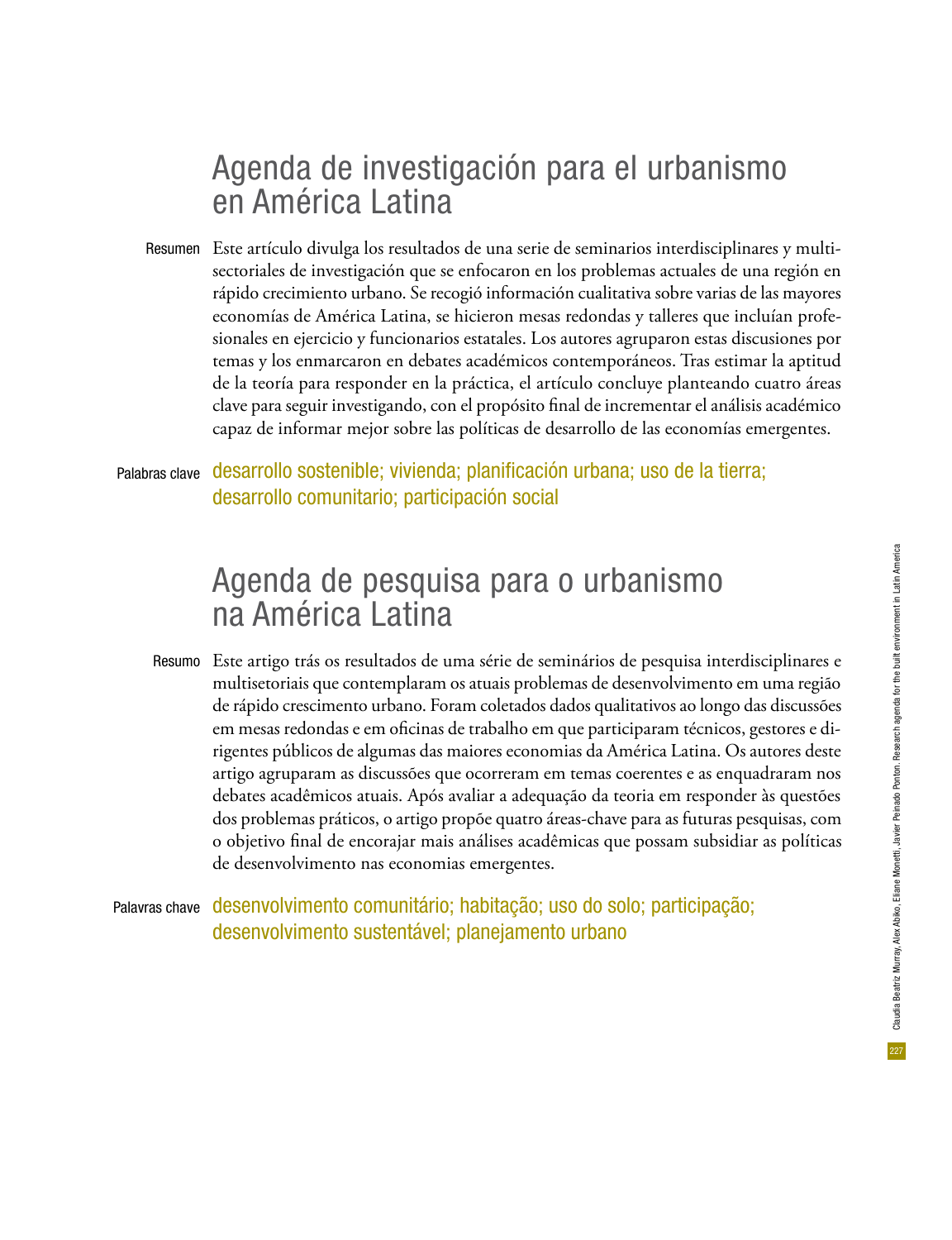# Agenda de investigación para el urbanismo en América Latina

**Resumen** Este artículo divulga los resultados de una serie de seminarios interdisciplinares y multisectoriales de investigación que se enfocaron en los problemas actuales de una región en rápido crecimiento urbano. Se recogió información cualitativa sobre varias de las mayores economías de América Latina, se hicieron mesas redondas y talleres que incluían profesionales en ejercicio y funcionarios estatales. Los autores agruparon estas discusiones por temas y los enmarcaron en debates académicos contemporáneos. Tras estimar la aptitud de la teoría para responder en la práctica, el artículo concluye planteando cuatro áreas clave para seguir investigando, con el propósito final de incrementar el análisis académico capaz de informar mejor sobre las políticas de desarrollo de las economías emergentes.

**Palabras clave** desarrollo sostenible; vivienda; planificación urbana; uso de la tierra; desarrollo comunitario; participación social

# Agenda de pesquisa para o urbanismo na América Latina

**Resumo** Este artigo trás os resultados de uma série de seminários de pesquisa interdisciplinares e multisetoriais que contemplaram os atuais problemas de desenvolvimento em uma região de rápido crescimento urbano. Foram coletados dados qualitativos ao longo das discussões em mesas redondas e em oficinas de trabalho em que participaram técnicos, gestores e dirigentes públicos de algumas das maiores economias da América Latina. Os autores deste artigo agruparam as discussões que ocorreram em temas coerentes e as enquadraram nos debates acadêmicos atuais. Após avaliar a adequação da teoria em responder às questões dos problemas práticos, o artigo propõe quatro áreas-chave para as futuras pesquisas, com o objetivo final de encorajar mais análises acadêmicas que possam subsidiar as políticas de desenvolvimento nas economias emergentes.

**Palavras chave** desenvolvimento comunitário; habitação; uso do solo; participação; desenvolvimento sustentável; planejamento urbano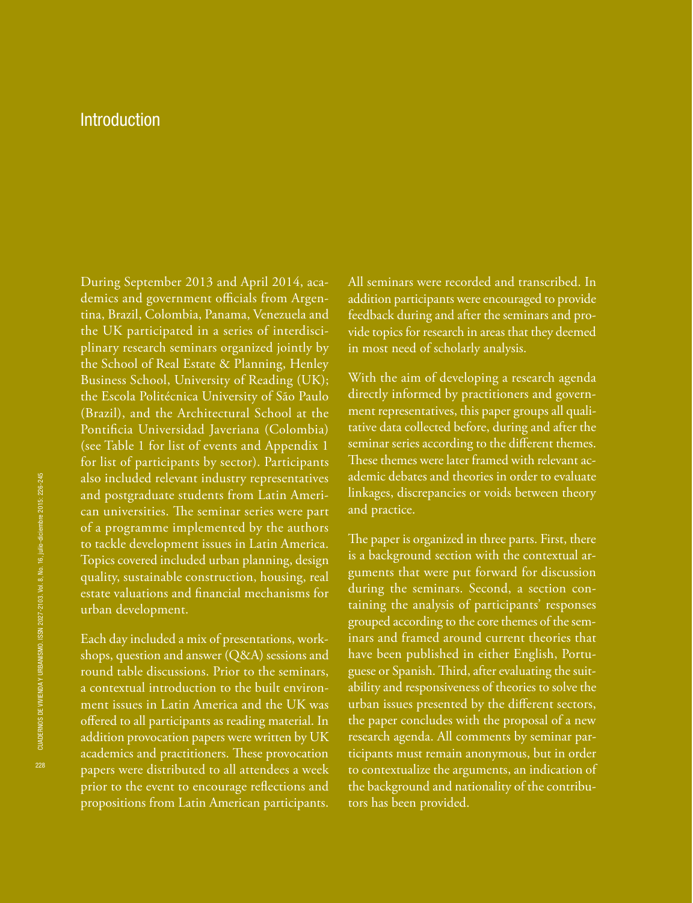## Introduction

During September 2013 and April 2014, academics and government officials from Argentina, Brazil, Colombia, Panama, Venezuela and the UK participated in a series of interdisciplinary research seminars organized jointly by the School of Real Estate & Planning, Henley Business School, University of Reading (UK); the Escola Politécnica University of São Paulo (Brazil), and the Architectural School at the Pontificia Universidad Javeriana (Colombia) (see Table 1 for list of events and Appendix 1 for list of participants by sector). Participants also included relevant industry representatives and postgraduate students from Latin American universities. The seminar series were part of a programme implemented by the authors to tackle development issues in Latin America. Topics covered included urban planning, design quality, sustainable construction, housing, real estate valuations and financial mechanisms for urban development.

Each day included a mix of presentations, workshops, question and answer (Q&A) sessions and round table discussions. Prior to the seminars, a contextual introduction to the built environment issues in Latin America and the UK was offered to all participants as reading material. In addition provocation papers were written by UK academics and practitioners. These provocation papers were distributed to all attendees a week prior to the event to encourage reflections and propositions from Latin American participants.

All seminars were recorded and transcribed. In addition participants were encouraged to provide feedback during and after the seminars and provide topics for research in areas that they deemed in most need of scholarly analysis.

With the aim of developing a research agenda directly informed by practitioners and government representatives, this paper groups all qualitative data collected before, during and after the seminar series according to the different themes. These themes were later framed with relevant academic debates and theories in order to evaluate linkages, discrepancies or voids between theory and practice.

The paper is organized in three parts. First, there is a background section with the contextual arguments that were put forward for discussion during the seminars. Second, a section containing the analysis of participants' responses grouped according to the core themes of the seminars and framed around current theories that have been published in either English, Portuguese or Spanish. Third, after evaluating the suitability and responsiveness of theories to solve the urban issues presented by the different sectors, the paper concludes with the proposal of a new research agenda. All comments by seminar participants must remain anonymous, but in order to contextualize the arguments, an indication of the background and nationality of the contributors has been provided.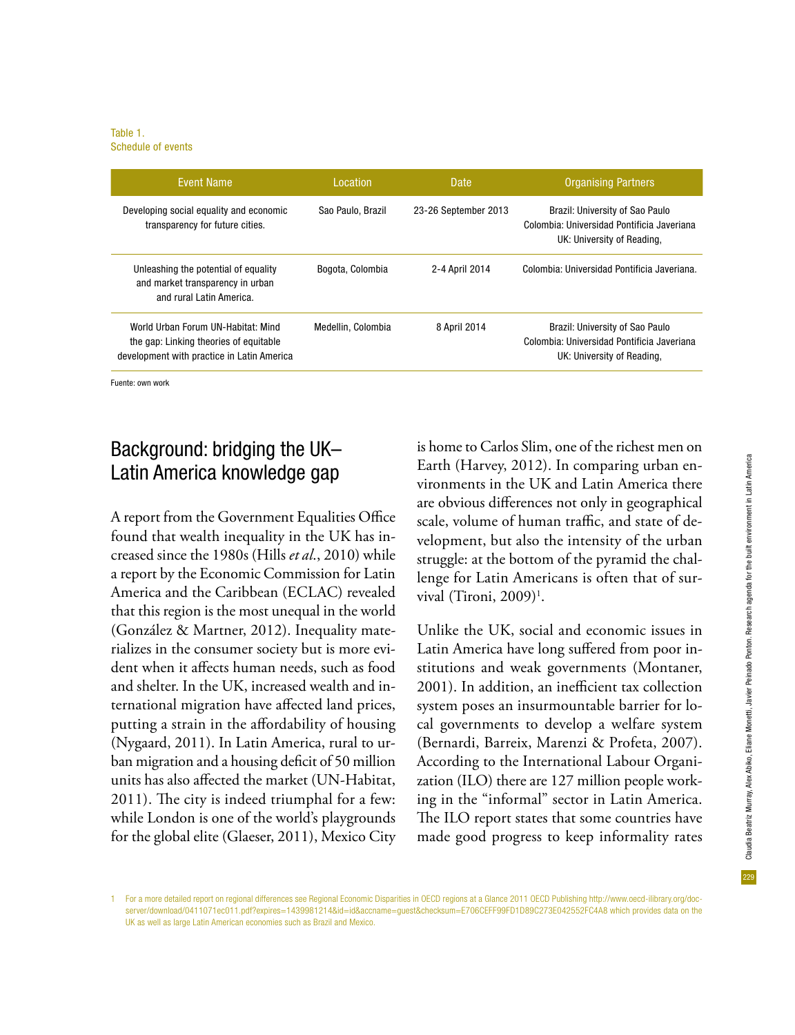Table 1.
Schedule of events

| Event Name | Location | Date | Organising Partners |
| --- | --- | --- | --- |
| Developing social equality and economic transparency for future cities. | Sao Paulo, Brazil | 23-26 September 2013 | Brazil: University of Sao Paulo<br>Colombia: Universidad Pontificia Javeriana<br>UK: University of Reading, |
| Unleashing the potential of equality and market transparency in urban and rural Latin America. | Bogota, Colombia | 2-4 April 2014 | Colombia: Universidad Pontificia Javeriana. |
| World Urban Forum UN-Habitat: Mind the gap: Linking theories of equitable development with practice in Latin America | Medellin, Colombia | 8 April 2014 | Brazil: University of Sao Paulo<br>Colombia: Universidad Pontificia Javeriana<br>UK: University of Reading, |

Fuente: own work

## Background: bridging the UK–Latin America knowledge gap

A report from the Government Equalities Office found that wealth inequality in the UK has increased since the 1980s (Hills *et al.*, 2010) while a report by the Economic Commission for Latin America and the Caribbean (ECLAC) revealed that this region is the most unequal in the world (González & Martner, 2012). Inequality materializes in the consumer society but is more evident when it affects human needs, such as food and shelter. In the UK, increased wealth and international migration have affected land prices, putting a strain in the affordability of housing (Nygaard, 2011). In Latin America, rural to urban migration and a housing deficit of 50 million units has also affected the market (UN-Habitat, 2011). The city is indeed triumphal for a few: while London is one of the world's playgrounds for the global elite (Glaeser, 2011), Mexico City is home to Carlos Slim, one of the richest men on Earth (Harvey, 2012). In comparing urban environments in the UK and Latin America there are obvious differences not only in geographical scale, volume of human traffic, and state of development, but also the intensity of the urban struggle: at the bottom of the pyramid the challenge for Latin Americans is often that of survival (Tironi, 2009)[1].

Unlike the UK, social and economic issues in Latin America have long suffered from poor institutions and weak governments (Montaner, 2001). In addition, an inefficient tax collection system poses an insurmountable barrier for local governments to develop a welfare system (Bernardi, Barreix, Marenzi & Profeta, 2007). According to the International Labour Organization (ILO) there are 127 million people working in the "informal" sector in Latin America. The ILO report states that some countries have made good progress to keep informality rates

1 For a more detailed report on regional differences see Regional Economic Disparities in OECD regions at a Glance 2011 OECD Publishing http://www.oecd-ilibrary.org/doc-server/download/0411071ec011.pdf?expires=1439981214&id=id&accname=guest&checksum=E706CEFF99FD1D89C273E042552FC4A8 which provides data on the UK as well as large Latin American economies such as Brazil and Mexico.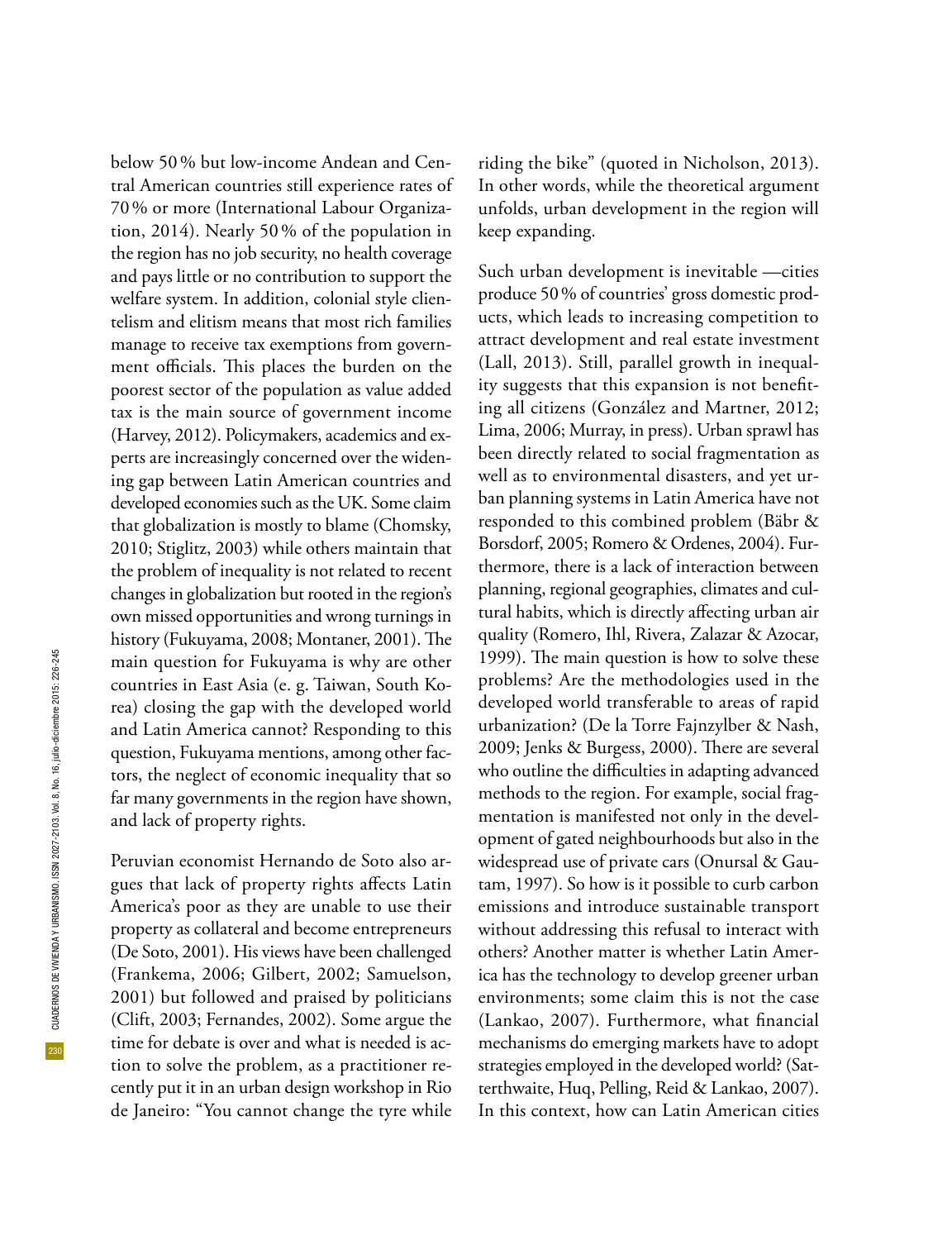below 50 % but low-income Andean and Central American countries still experience rates of 70 % or more (International Labour Organization, 2014). Nearly 50 % of the population in the region has no job security, no health coverage and pays little or no contribution to support the welfare system. In addition, colonial style clientelism and elitism means that most rich families manage to receive tax exemptions from government officials. This places the burden on the poorest sector of the population as value added tax is the main source of government income (Harvey, 2012). Policymakers, academics and experts are increasingly concerned over the widening gap between Latin American countries and developed economies such as the UK. Some claim that globalization is mostly to blame (Chomsky, 2010; Stiglitz, 2003) while others maintain that the problem of inequality is not related to recent changes in globalization but rooted in the region's own missed opportunities and wrong turnings in history (Fukuyama, 2008; Montaner, 2001). The main question for Fukuyama is why are other countries in East Asia (e. g. Taiwan, South Korea) closing the gap with the developed world and Latin America cannot? Responding to this question, Fukuyama mentions, among other factors, the neglect of economic inequality that so far many governments in the region have shown, and lack of property rights.

Peruvian economist Hernando de Soto also argues that lack of property rights affects Latin America's poor as they are unable to use their property as collateral and become entrepreneurs (De Soto, 2001). His views have been challenged (Frankema, 2006; Gilbert, 2002; Samuelson, 2001) but followed and praised by politicians (Clift, 2003; Fernandes, 2002). Some argue the time for debate is over and what is needed is action to solve the problem, as a practitioner recently put it in an urban design workshop in Rio de Janeiro: "You cannot change the tyre while riding the bike" (quoted in Nicholson, 2013). In other words, while the theoretical argument unfolds, urban development in the region will keep expanding.

Such urban development is inevitable —cities produce 50 % of countries' gross domestic products, which leads to increasing competition to attract development and real estate investment (Lall, 2013). Still, parallel growth in inequality suggests that this expansion is not benefiting all citizens (González and Martner, 2012; Lima, 2006; Murray, in press). Urban sprawl has been directly related to social fragmentation as well as to environmental disasters, and yet urban planning systems in Latin America have not responded to this combined problem (Bäbr & Borsdorf, 2005; Romero & Ordenes, 2004). Furthermore, there is a lack of interaction between planning, regional geographies, climates and cultural habits, which is directly affecting urban air quality (Romero, Ihl, Rivera, Zalazar & Azocar, 1999). The main question is how to solve these problems? Are the methodologies used in the developed world transferable to areas of rapid urbanization? (De la Torre Fajnzylber & Nash, 2009; Jenks & Burgess, 2000). There are several who outline the difficulties in adapting advanced methods to the region. For example, social fragmentation is manifested not only in the development of gated neighbourhoods but also in the widespread use of private cars (Onursal & Gautam, 1997). So how is it possible to curb carbon emissions and introduce sustainable transport without addressing this refusal to interact with others? Another matter is whether Latin America has the technology to develop greener urban environments; some claim this is not the case (Lankao, 2007). Furthermore, what financial mechanisms do emerging markets have to adopt strategies employed in the developed world? (Satterthwaite, Huq, Pelling, Reid & Lankao, 2007). In this context, how can Latin American cities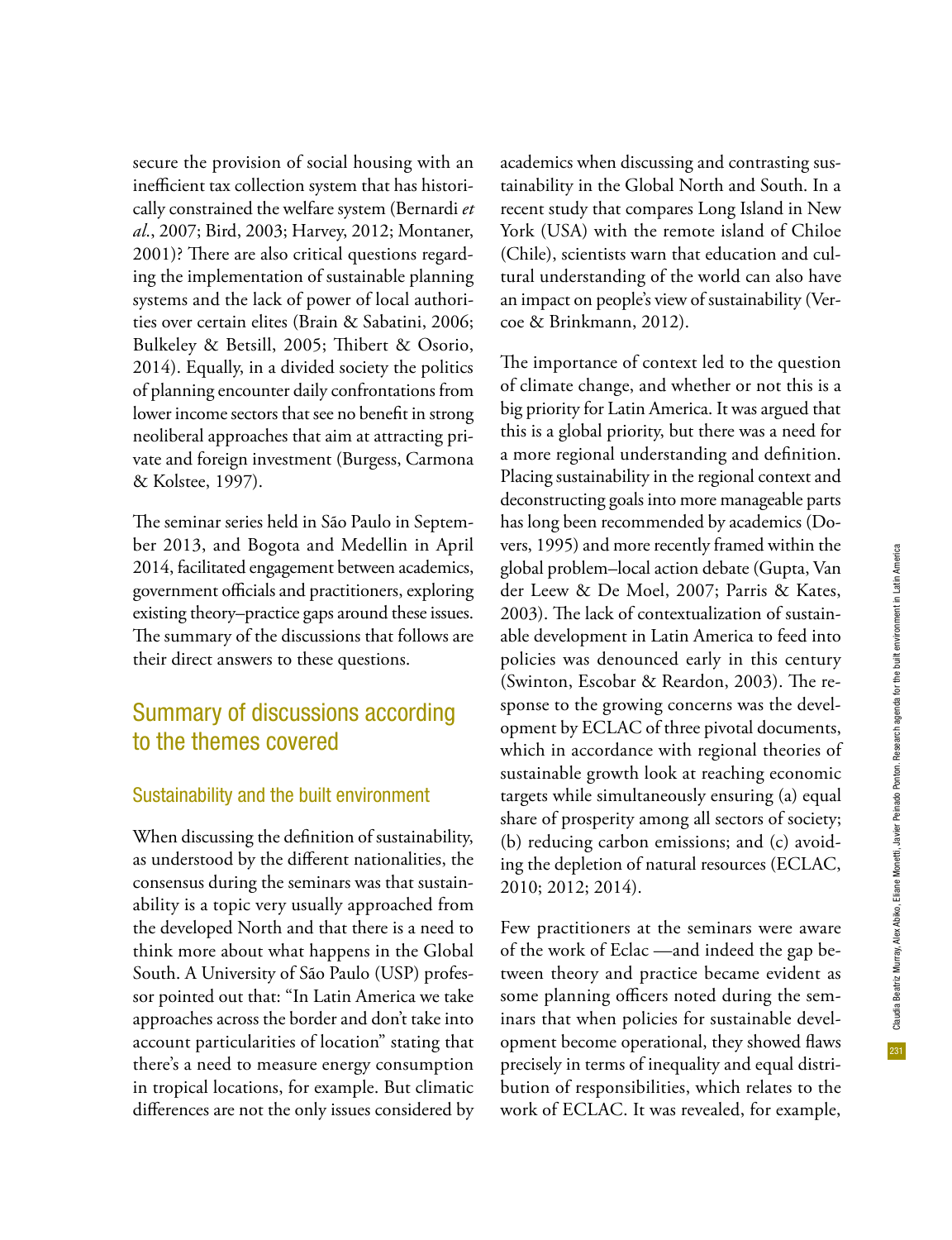secure the provision of social housing with an inefficient tax collection system that has historically constrained the welfare system (Bernardi *et al.*, 2007; Bird, 2003; Harvey, 2012; Montaner, 2001)? There are also critical questions regarding the implementation of sustainable planning systems and the lack of power of local authorities over certain elites (Brain & Sabatini, 2006; Bulkeley & Betsill, 2005; Thibert & Osorio, 2014). Equally, in a divided society the politics of planning encounter daily confrontations from lower income sectors that see no benefit in strong neoliberal approaches that aim at attracting private and foreign investment (Burgess, Carmona & Kolstee, 1997).

The seminar series held in São Paulo in September 2013, and Bogota and Medellin in April 2014, facilitated engagement between academics, government officials and practitioners, exploring existing theory–practice gaps around these issues. The summary of the discussions that follows are their direct answers to these questions.

## Summary of discussions according to the themes covered

### Sustainability and the built environment

When discussing the definition of sustainability, as understood by the different nationalities, the consensus during the seminars was that sustainability is a topic very usually approached from the developed North and that there is a need to think more about what happens in the Global South. A University of São Paulo (USP) professor pointed out that: "In Latin America we take approaches across the border and don't take into account particularities of location" stating that there's a need to measure energy consumption in tropical locations, for example. But climatic differences are not the only issues considered by academics when discussing and contrasting sustainability in the Global North and South. In a recent study that compares Long Island in New York (USA) with the remote island of Chiloe (Chile), scientists warn that education and cultural understanding of the world can also have an impact on people's view of sustainability (Vercoe & Brinkmann, 2012).

The importance of context led to the question of climate change, and whether or not this is a big priority for Latin America. It was argued that this is a global priority, but there was a need for a more regional understanding and definition. Placing sustainability in the regional context and deconstructing goals into more manageable parts has long been recommended by academics (Dovers, 1995) and more recently framed within the global problem–local action debate (Gupta, Van der Leew & De Moel, 2007; Parris & Kates, 2003). The lack of contextualization of sustainable development in Latin America to feed into policies was denounced early in this century (Swinton, Escobar & Reardon, 2003). The response to the growing concerns was the development by ECLAC of three pivotal documents, which in accordance with regional theories of sustainable growth look at reaching economic targets while simultaneously ensuring (a) equal share of prosperity among all sectors of society; (b) reducing carbon emissions; and (c) avoiding the depletion of natural resources (ECLAC, 2010; 2012; 2014).

Few practitioners at the seminars were aware of the work of Eclac —and indeed the gap between theory and practice became evident as some planning officers noted during the seminars that when policies for sustainable development become operational, they showed flaws precisely in terms of inequality and equal distribution of responsibilities, which relates to the work of ECLAC. It was revealed, for example,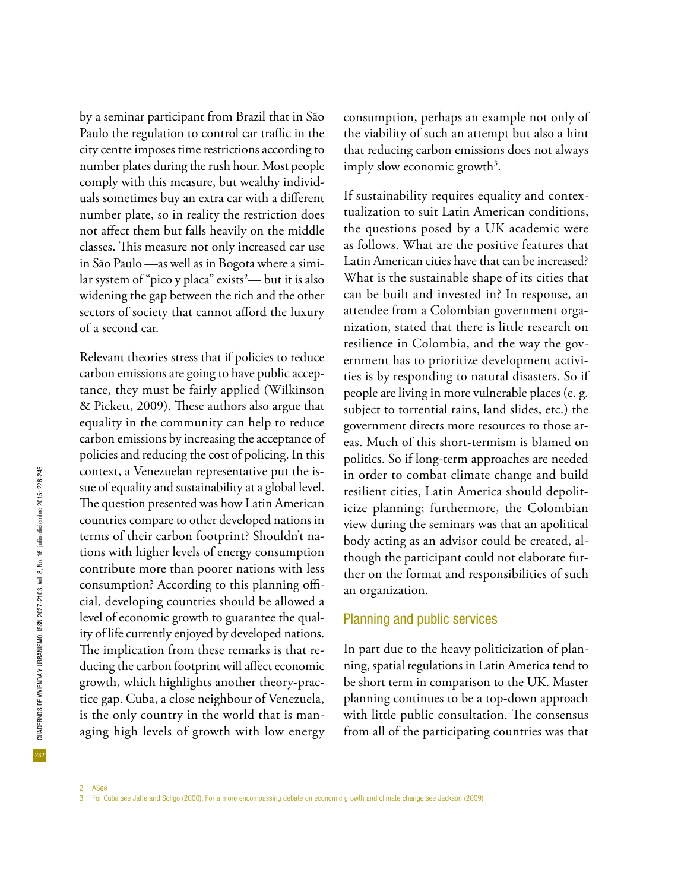by a seminar participant from Brazil that in São Paulo the regulation to control car traffic in the city centre imposes time restrictions according to number plates during the rush hour. Most people comply with this measure, but wealthy individuals sometimes buy an extra car with a different number plate, so in reality the restriction does not affect them but falls heavily on the middle classes. This measure not only increased car use in São Paulo —as well as in Bogota where a similar system of "pico y placa" exists[2]— but it is also widening the gap between the rich and the other sectors of society that cannot afford the luxury of a second car.

Relevant theories stress that if policies to reduce carbon emissions are going to have public acceptance, they must be fairly applied (Wilkinson & Pickett, 2009). These authors also argue that equality in the community can help to reduce carbon emissions by increasing the acceptance of policies and reducing the cost of policing. In this context, a Venezuelan representative put the issue of equality and sustainability at a global level. The question presented was how Latin American countries compare to other developed nations in terms of their carbon footprint? Shouldn't nations with higher levels of energy consumption contribute more than poorer nations with less consumption? According to this planning official, developing countries should be allowed a level of economic growth to guarantee the quality of life currently enjoyed by developed nations. The implication from these remarks is that reducing the carbon footprint will affect economic growth, which highlights another theory-practice gap. Cuba, a close neighbour of Venezuela, is the only country in the world that is managing high levels of growth with low energy consumption, perhaps an example not only of the viability of such an attempt but also a hint that reducing carbon emissions does not always imply slow economic growth[3].

If sustainability requires equality and contextualization to suit Latin American conditions, the questions posed by a UK academic were as follows. What are the positive features that Latin American cities have that can be increased? What is the sustainable shape of its cities that can be built and invested in? In response, an attendee from a Colombian government organization, stated that there is little research on resilience in Colombia, and the way the government has to prioritize development activities is by responding to natural disasters. So if people are living in more vulnerable places (e. g. subject to torrential rains, land slides, etc.) the government directs more resources to those areas. Much of this short-termism is blamed on politics. So if long-term approaches are needed in order to combat climate change and build resilient cities, Latin America should depoliticize planning; furthermore, the Colombian view during the seminars was that an apolitical body acting as an advisor could be created, although the participant could not elaborate further on the format and responsibilities of such an organization.

## Planning and public services

In part due to the heavy politicization of planning, spatial regulations in Latin America tend to be short term in comparison to the UK. Master planning continues to be a top-down approach with little public consultation. The consensus from all of the participating countries was that

---

2 ASee

3 For Cuba see Jaffe and Soligo (2000). For a more encompassing debate on economic growth and climate change see Jackson (2009)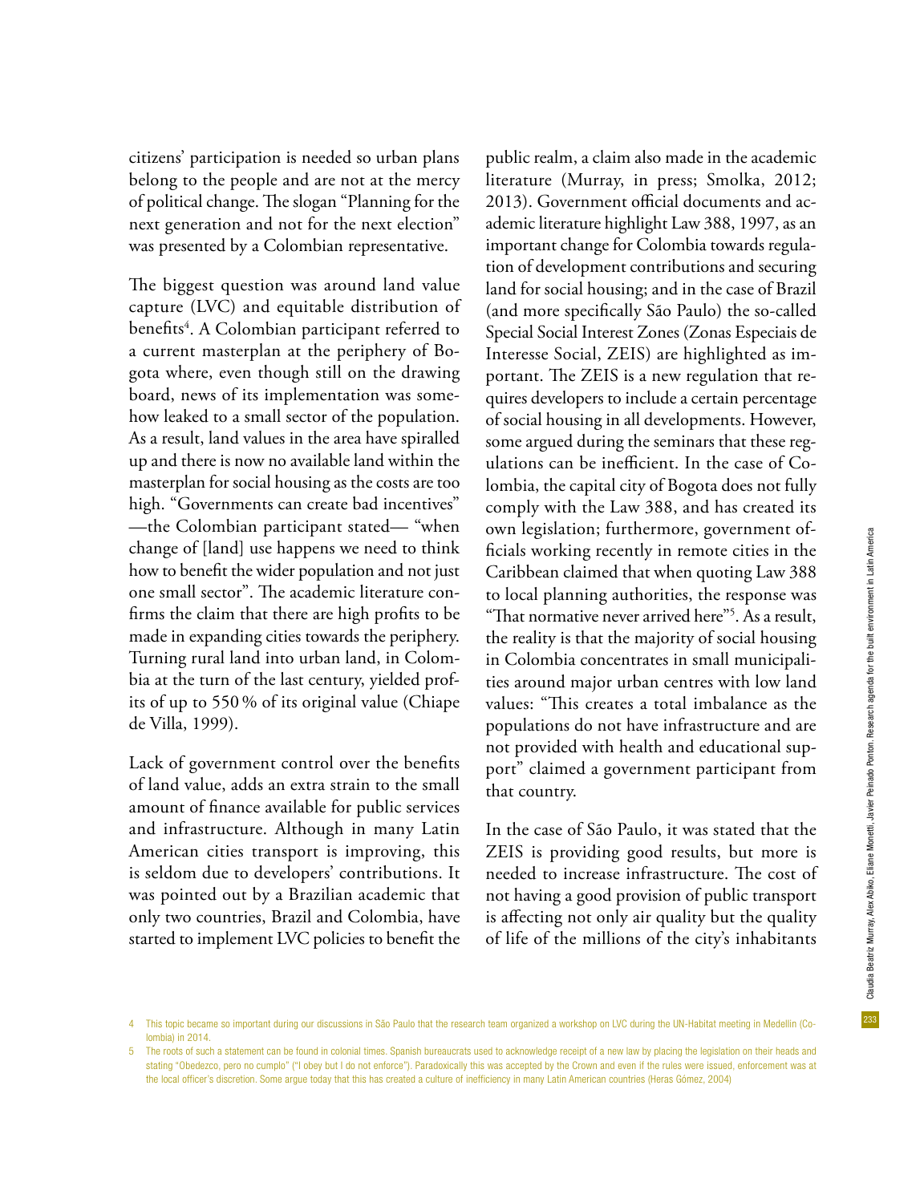citizens' participation is needed so urban plans belong to the people and are not at the mercy of political change. The slogan "Planning for the next generation and not for the next election" was presented by a Colombian representative.

The biggest question was around land value capture (LVC) and equitable distribution of benefits[4]. A Colombian participant referred to a current masterplan at the periphery of Bogota where, even though still on the drawing board, news of its implementation was somehow leaked to a small sector of the population. As a result, land values in the area have spiralled up and there is now no available land within the masterplan for social housing as the costs are too high. "Governments can create bad incentives" —the Colombian participant stated— "when change of [land] use happens we need to think how to benefit the wider population and not just one small sector". The academic literature confirms the claim that there are high profits to be made in expanding cities towards the periphery. Turning rural land into urban land, in Colombia at the turn of the last century, yielded profits of up to 550 % of its original value (Chiape de Villa, 1999).

Lack of government control over the benefits of land value, adds an extra strain to the small amount of finance available for public services and infrastructure. Although in many Latin American cities transport is improving, this is seldom due to developers' contributions. It was pointed out by a Brazilian academic that only two countries, Brazil and Colombia, have started to implement LVC policies to benefit the public realm, a claim also made in the academic literature (Murray, in press; Smolka, 2012; 2013). Government official documents and academic literature highlight Law 388, 1997, as an important change for Colombia towards regulation of development contributions and securing land for social housing; and in the case of Brazil (and more specifically São Paulo) the so-called Special Social Interest Zones (Zonas Especiais de Interesse Social, ZEIS) are highlighted as important. The ZEIS is a new regulation that requires developers to include a certain percentage of social housing in all developments. However, some argued during the seminars that these regulations can be inefficient. In the case of Colombia, the capital city of Bogota does not fully comply with the Law 388, and has created its own legislation; furthermore, government officials working recently in remote cities in the Caribbean claimed that when quoting Law 388 to local planning authorities, the response was "That normative never arrived here"[5]. As a result, the reality is that the majority of social housing in Colombia concentrates in small municipalities around major urban centres with low land values: "This creates a total imbalance as the populations do not have infrastructure and are not provided with health and educational support" claimed a government participant from that country.

In the case of São Paulo, it was stated that the ZEIS is providing good results, but more is needed to increase infrastructure. The cost of not having a good provision of public transport is affecting not only air quality but the quality of life of the millions of the city's inhabitants

4 This topic became so important during our discussions in São Paulo that the research team organized a workshop on LVC during the UN-Habitat meeting in Medellin (Colombia) in 2014.

5 The roots of such a statement can be found in colonial times. Spanish bureaucrats used to acknowledge receipt of a new law by placing the legislation on their heads and stating "Obedezco, pero no cumplo" ("I obey but I do not enforce"). Paradoxically this was accepted by the Crown and even if the rules were issued, enforcement was at the local officer's discretion. Some argue today that this has created a culture of inefficiency in many Latin American countries (Heras Gómez, 2004)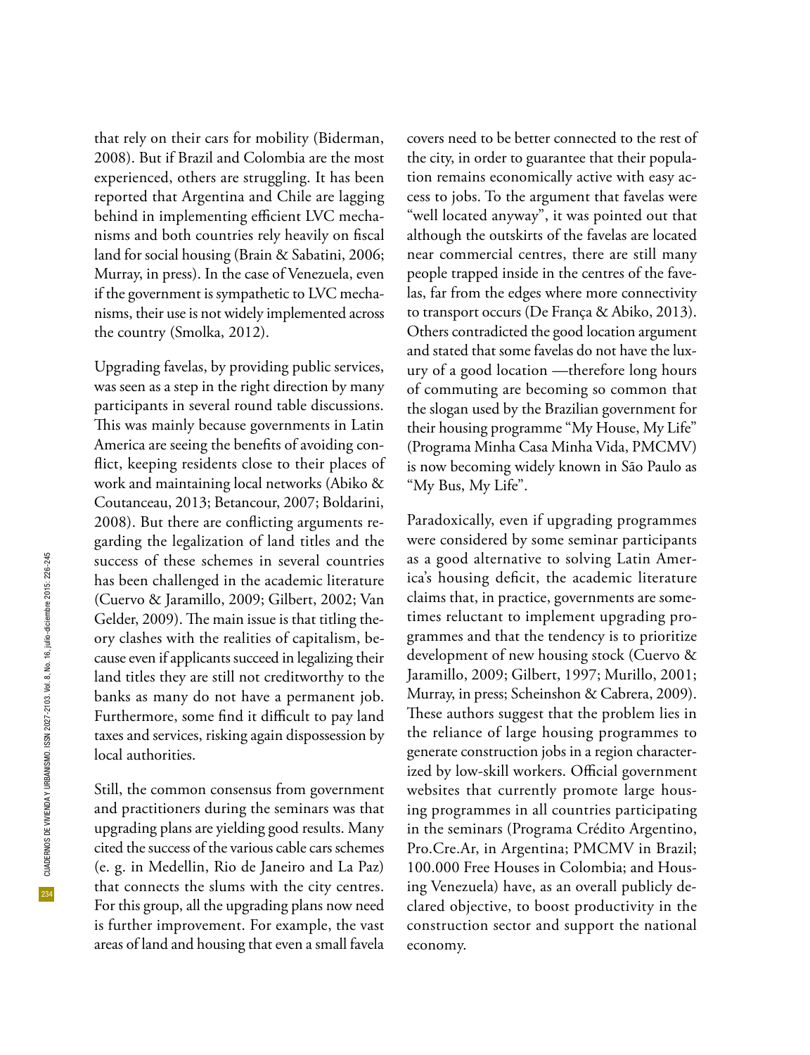that rely on their cars for mobility (Biderman, 2008). But if Brazil and Colombia are the most experienced, others are struggling. It has been reported that Argentina and Chile are lagging behind in implementing efficient LVC mechanisms and both countries rely heavily on fiscal land for social housing (Brain & Sabatini, 2006; Murray, in press). In the case of Venezuela, even if the government is sympathetic to LVC mechanisms, their use is not widely implemented across the country (Smolka, 2012).

Upgrading favelas, by providing public services, was seen as a step in the right direction by many participants in several round table discussions. This was mainly because governments in Latin America are seeing the benefits of avoiding conflict, keeping residents close to their places of work and maintaining local networks (Abiko & Coutanceau, 2013; Betancour, 2007; Boldarini, 2008). But there are conflicting arguments regarding the legalization of land titles and the success of these schemes in several countries has been challenged in the academic literature (Cuervo & Jaramillo, 2009; Gilbert, 2002; Van Gelder, 2009). The main issue is that titling theory clashes with the realities of capitalism, because even if applicants succeed in legalizing their land titles they are still not creditworthy to the banks as many do not have a permanent job. Furthermore, some find it difficult to pay land taxes and services, risking again dispossession by local authorities.

Still, the common consensus from government and practitioners during the seminars was that upgrading plans are yielding good results. Many cited the success of the various cable cars schemes (e. g. in Medellin, Rio de Janeiro and La Paz) that connects the slums with the city centres. For this group, all the upgrading plans now need is further improvement. For example, the vast areas of land and housing that even a small favela covers need to be better connected to the rest of the city, in order to guarantee that their population remains economically active with easy access to jobs. To the argument that favelas were "well located anyway", it was pointed out that although the outskirts of the favelas are located near commercial centres, there are still many people trapped inside in the centres of the favelas, far from the edges where more connectivity to transport occurs (De França & Abiko, 2013). Others contradicted the good location argument and stated that some favelas do not have the luxury of a good location —therefore long hours of commuting are becoming so common that the slogan used by the Brazilian government for their housing programme "My House, My Life" (Programa Minha Casa Minha Vida, PMCMV) is now becoming widely known in São Paulo as "My Bus, My Life".

Paradoxically, even if upgrading programmes were considered by some seminar participants as a good alternative to solving Latin America's housing deficit, the academic literature claims that, in practice, governments are sometimes reluctant to implement upgrading programmes and that the tendency is to prioritize development of new housing stock (Cuervo & Jaramillo, 2009; Gilbert, 1997; Murillo, 2001; Murray, in press; Scheinshon & Cabrera, 2009). These authors suggest that the problem lies in the reliance of large housing programmes to generate construction jobs in a region characterized by low-skill workers. Official government websites that currently promote large housing programmes in all countries participating in the seminars (Programa Crédito Argentino, Pro.Cre.Ar, in Argentina; PMCMV in Brazil; 100.000 Free Houses in Colombia; and Housing Venezuela) have, as an overall publicly declared objective, to boost productivity in the construction sector and support the national economy.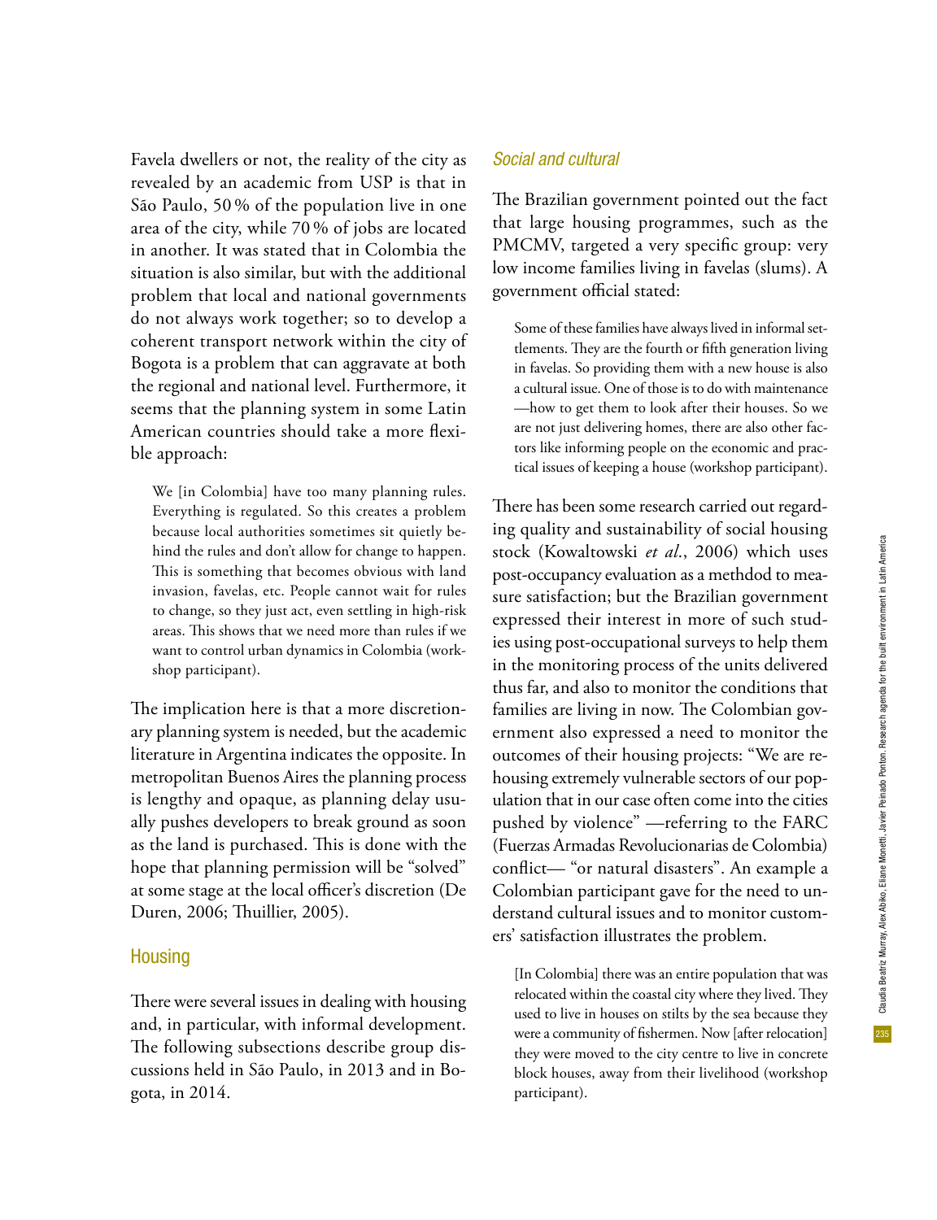Favela dwellers or not, the reality of the city as revealed by an academic from USP is that in São Paulo, 50 % of the population live in one area of the city, while 70 % of jobs are located in another. It was stated that in Colombia the situation is also similar, but with the additional problem that local and national governments do not always work together; so to develop a coherent transport network within the city of Bogota is a problem that can aggravate at both the regional and national level. Furthermore, it seems that the planning system in some Latin American countries should take a more flexible approach:

> We [in Colombia] have too many planning rules. Everything is regulated. So this creates a problem because local authorities sometimes sit quietly behind the rules and don't allow for change to happen. This is something that becomes obvious with land invasion, favelas, etc. People cannot wait for rules to change, so they just act, even settling in high-risk areas. This shows that we need more than rules if we want to control urban dynamics in Colombia (workshop participant).

The implication here is that a more discretionary planning system is needed, but the academic literature in Argentina indicates the opposite. In metropolitan Buenos Aires the planning process is lengthy and opaque, as planning delay usually pushes developers to break ground as soon as the land is purchased. This is done with the hope that planning permission will be "solved" at some stage at the local officer's discretion (De Duren, 2006; Thuillier, 2005).

## Housing

There were several issues in dealing with housing and, in particular, with informal development. The following subsections describe group discussions held in São Paulo, in 2013 and in Bogota, in 2014.

### *Social and cultural*

The Brazilian government pointed out the fact that large housing programmes, such as the PMCMV, targeted a very specific group: very low income families living in favelas (slums). A government official stated:

> Some of these families have always lived in informal settlements. They are the fourth or fifth generation living in favelas. So providing them with a new house is also a cultural issue. One of those is to do with maintenance —how to get them to look after their houses. So we are not just delivering homes, there are also other factors like informing people on the economic and practical issues of keeping a house (workshop participant).

There has been some research carried out regarding quality and sustainability of social housing stock (Kowaltowski *et al*., 2006) which uses post-occupancy evaluation as a methdod to measure satisfaction; but the Brazilian government expressed their interest in more of such studies using post-occupational surveys to help them in the monitoring process of the units delivered thus far, and also to monitor the conditions that families are living in now. The Colombian government also expressed a need to monitor the outcomes of their housing projects: "We are re-housing extremely vulnerable sectors of our population that in our case often come into the cities pushed by violence" —referring to the FARC (Fuerzas Armadas Revolucionarias de Colombia) conflict— "or natural disasters". An example a Colombian participant gave for the need to understand cultural issues and to monitor customers' satisfaction illustrates the problem.

> [In Colombia] there was an entire population that was relocated within the coastal city where they lived. They used to live in houses on stilts by the sea because they were a community of fishermen. Now [after relocation] they were moved to the city centre to live in concrete block houses, away from their livelihood (workshop participant).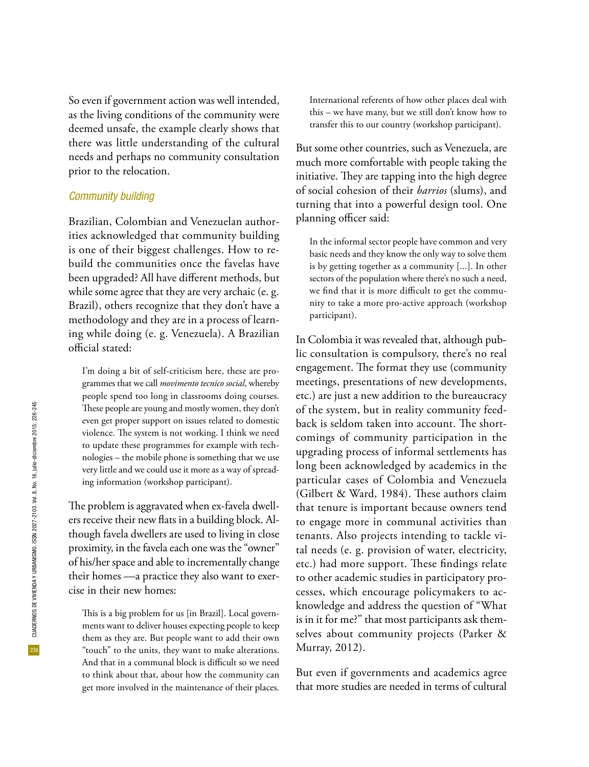So even if government action was well intended, as the living conditions of the community were deemed unsafe, the example clearly shows that there was little understanding of the cultural needs and perhaps no community consultation prior to the relocation.

### *Community building*

Brazilian, Colombian and Venezuelan authorities acknowledged that community building is one of their biggest challenges. How to rebuild the communities once the favelas have been upgraded? All have different methods, but while some agree that they are very archaic (e. g. Brazil), others recognize that they don't have a methodology and they are in a process of learning while doing (e. g. Venezuela). A Brazilian official stated:

> I'm doing a bit of self-criticism here, these are programmes that we call *movimento tecnico social*, whereby people spend too long in classrooms doing courses. These people are young and mostly women, they don't even get proper support on issues related to domestic violence. The system is not working. I think we need to update these programmes for example with technologies – the mobile phone is something that we use very little and we could use it more as a way of spreading information (workshop participant).

The problem is aggravated when ex-favela dwellers receive their new flats in a building block. Although favela dwellers are used to living in close proximity, in the favela each one was the "owner" of his/her space and able to incrementally change their homes —a practice they also want to exercise in their new homes:

> This is a big problem for us [in Brazil]. Local governments want to deliver houses expecting people to keep them as they are. But people want to add their own "touch" to the units, they want to make alterations. And that in a communal block is difficult so we need to think about that, about how the community can get more involved in the maintenance of their places. International referents of how other places deal with this – we have many, but we still don't know how to transfer this to our country (workshop participant).

But some other countries, such as Venezuela, are much more comfortable with people taking the initiative. They are tapping into the high degree of social cohesion of their *barrios* (slums), and turning that into a powerful design tool. One planning officer said:

> In the informal sector people have common and very basic needs and they know the only way to solve them is by getting together as a community [...]. In other sectors of the population where there's no such a need, we find that it is more difficult to get the community to take a more pro-active approach (workshop participant).

In Colombia it was revealed that, although public consultation is compulsory, there's no real engagement. The format they use (community meetings, presentations of new developments, etc.) are just a new addition to the bureaucracy of the system, but in reality community feedback is seldom taken into account. The shortcomings of community participation in the upgrading process of informal settlements has long been acknowledged by academics in the particular cases of Colombia and Venezuela (Gilbert & Ward, 1984). These authors claim that tenure is important because owners tend to engage more in communal activities than tenants. Also projects intending to tackle vital needs (e. g. provision of water, electricity, etc.) had more support. These findings relate to other academic studies in participatory processes, which encourage policymakers to acknowledge and address the question of "What is in it for me?" that most participants ask themselves about community projects (Parker & Murray, 2012).

But even if governments and academics agree that more studies are needed in terms of cultural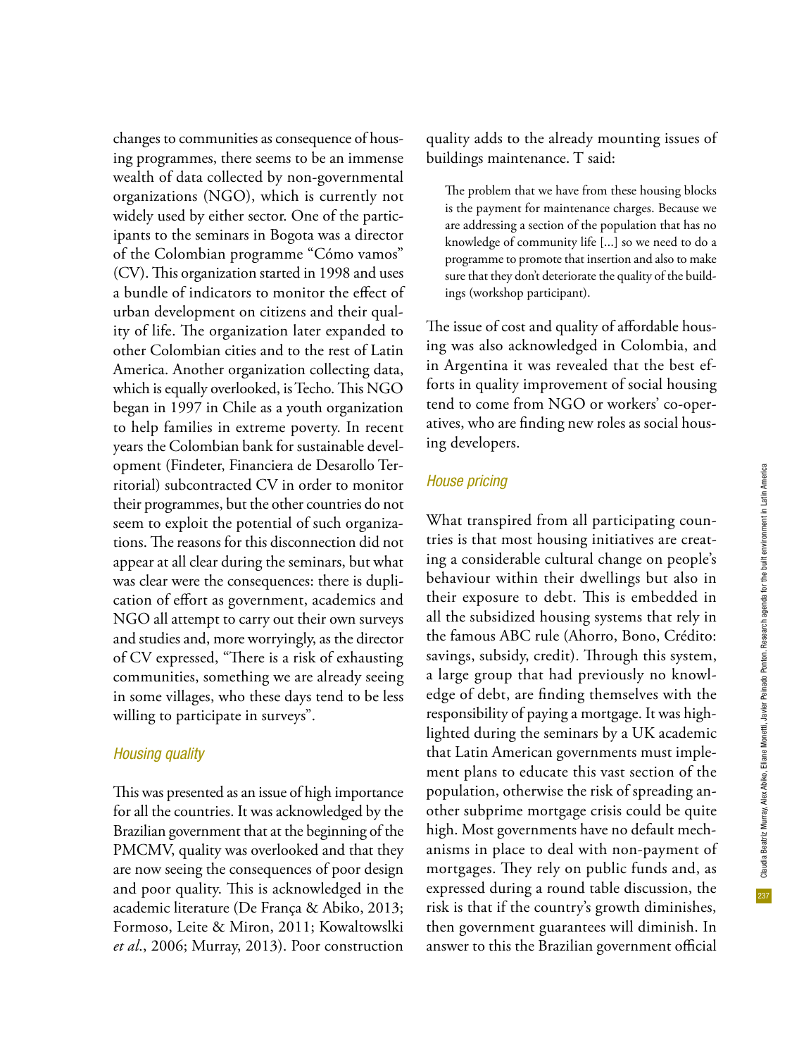changes to communities as consequence of housing programmes, there seems to be an immense wealth of data collected by non-governmental organizations (NGO), which is currently not widely used by either sector. One of the participants to the seminars in Bogota was a director of the Colombian programme "Cómo vamos" (CV). This organization started in 1998 and uses a bundle of indicators to monitor the effect of urban development on citizens and their quality of life. The organization later expanded to other Colombian cities and to the rest of Latin America. Another organization collecting data, which is equally overlooked, is Techo. This NGO began in 1997 in Chile as a youth organization to help families in extreme poverty. In recent years the Colombian bank for sustainable development (Findeter, Financiera de Desarollo Territorial) subcontracted CV in order to monitor their programmes, but the other countries do not seem to exploit the potential of such organizations. The reasons for this disconnection did not appear at all clear during the seminars, but what was clear were the consequences: there is duplication of effort as government, academics and NGO all attempt to carry out their own surveys and studies and, more worryingly, as the director of CV expressed, "There is a risk of exhausting communities, something we are already seeing in some villages, who these days tend to be less willing to participate in surveys".

### *Housing quality*

This was presented as an issue of high importance for all the countries. It was acknowledged by the Brazilian government that at the beginning of the PMCMV, quality was overlooked and that they are now seeing the consequences of poor design and poor quality. This is acknowledged in the academic literature (De França & Abiko, 2013; Formoso, Leite & Miron, 2011; Kowaltowslki *et al*., 2006; Murray, 2013). Poor construction quality adds to the already mounting issues of buildings maintenance. T said:

> The problem that we have from these housing blocks is the payment for maintenance charges. Because we are addressing a section of the population that has no knowledge of community life [...] so we need to do a programme to promote that insertion and also to make sure that they don't deteriorate the quality of the buildings (workshop participant).

The issue of cost and quality of affordable housing was also acknowledged in Colombia, and in Argentina it was revealed that the best efforts in quality improvement of social housing tend to come from NGO or workers' co-operatives, who are finding new roles as social housing developers.

### *House pricing*

What transpired from all participating countries is that most housing initiatives are creating a considerable cultural change on people's behaviour within their dwellings but also in their exposure to debt. This is embedded in all the subsidized housing systems that rely in the famous ABC rule (Ahorro, Bono, Crédito: savings, subsidy, credit). Through this system, a large group that had previously no knowledge of debt, are finding themselves with the responsibility of paying a mortgage. It was highlighted during the seminars by a UK academic that Latin American governments must implement plans to educate this vast section of the population, otherwise the risk of spreading another subprime mortgage crisis could be quite high. Most governments have no default mechanisms in place to deal with non-payment of mortgages. They rely on public funds and, as expressed during a round table discussion, the risk is that if the country's growth diminishes, then government guarantees will diminish. In answer to this the Brazilian government official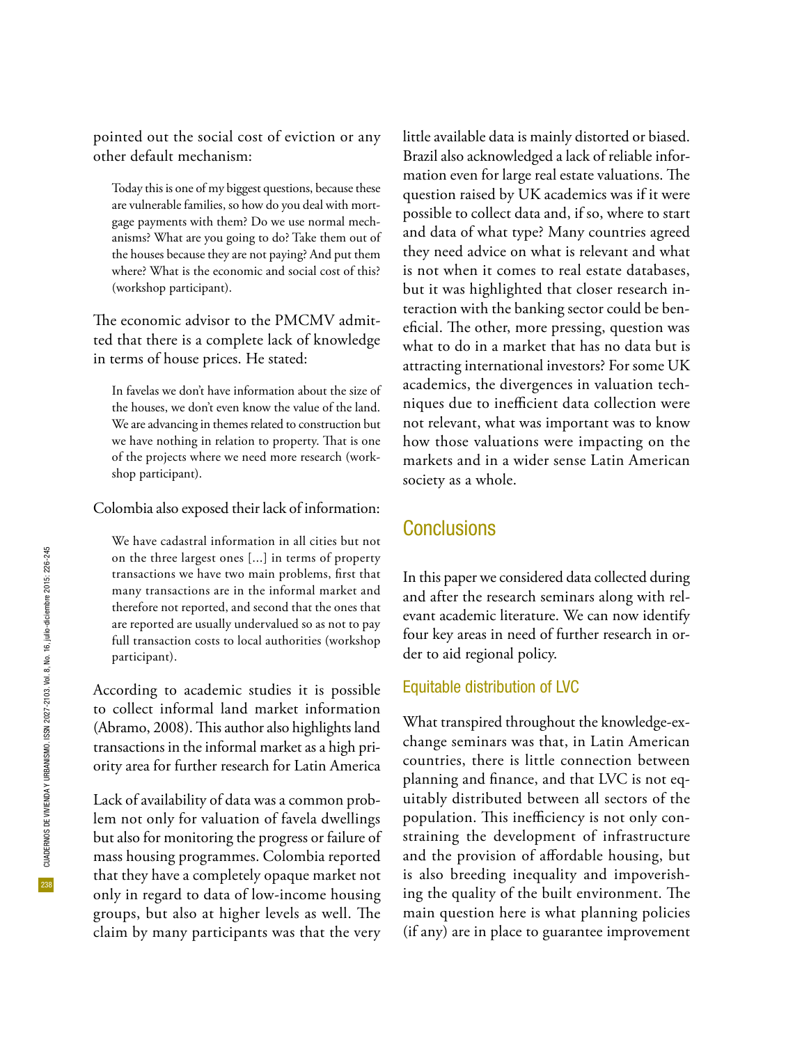pointed out the social cost of eviction or any other default mechanism:

> Today this is one of my biggest questions, because these are vulnerable families, so how do you deal with mortgage payments with them? Do we use normal mechanisms? What are you going to do? Take them out of the houses because they are not paying? And put them where? What is the economic and social cost of this? (workshop participant).

The economic advisor to the PMCMV admitted that there is a complete lack of knowledge in terms of house prices. He stated:

> In favelas we don't have information about the size of the houses, we don't even know the value of the land. We are advancing in themes related to construction but we have nothing in relation to property. That is one of the projects where we need more research (workshop participant).

Colombia also exposed their lack of information:

> We have cadastral information in all cities but not on the three largest ones [...] in terms of property transactions we have two main problems, first that many transactions are in the informal market and therefore not reported, and second that the ones that are reported are usually undervalued so as not to pay full transaction costs to local authorities (workshop participant).

According to academic studies it is possible to collect informal land market information (Abramo, 2008). This author also highlights land transactions in the informal market as a high priority area for further research for Latin America

Lack of availability of data was a common problem not only for valuation of favela dwellings but also for monitoring the progress or failure of mass housing programmes. Colombia reported that they have a completely opaque market not only in regard to data of low-income housing groups, but also at higher levels as well. The claim by many participants was that the very little available data is mainly distorted or biased. Brazil also acknowledged a lack of reliable information even for large real estate valuations. The question raised by UK academics was if it were possible to collect data and, if so, where to start and data of what type? Many countries agreed they need advice on what is relevant and what is not when it comes to real estate databases, but it was highlighted that closer research interaction with the banking sector could be beneficial. The other, more pressing, question was what to do in a market that has no data but is attracting international investors? For some UK academics, the divergences in valuation techniques due to inefficient data collection were not relevant, what was important was to know how those valuations were impacting on the markets and in a wider sense Latin American society as a whole.

## Conclusions

In this paper we considered data collected during and after the research seminars along with relevant academic literature. We can now identify four key areas in need of further research in order to aid regional policy.

### Equitable distribution of LVC

What transpired throughout the knowledge-exchange seminars was that, in Latin American countries, there is little connection between planning and finance, and that LVC is not equitably distributed between all sectors of the population. This inefficiency is not only constraining the development of infrastructure and the provision of affordable housing, but is also breeding inequality and impoverishing the quality of the built environment. The main question here is what planning policies (if any) are in place to guarantee improvement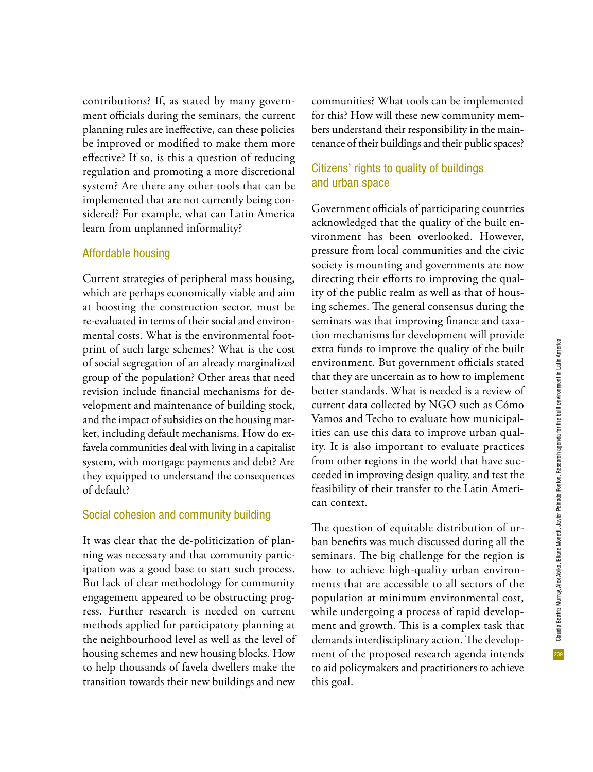contributions? If, as stated by many government officials during the seminars, the current planning rules are ineffective, can these policies be improved or modified to make them more effective? If so, is this a question of reducing regulation and promoting a more discretional system? Are there any other tools that can be implemented that are not currently being considered? For example, what can Latin America learn from unplanned informality?

## Affordable housing

Current strategies of peripheral mass housing, which are perhaps economically viable and aim at boosting the construction sector, must be re-evaluated in terms of their social and environmental costs. What is the environmental footprint of such large schemes? What is the cost of social segregation of an already marginalized group of the population? Other areas that need revision include financial mechanisms for development and maintenance of building stock, and the impact of subsidies on the housing market, including default mechanisms. How do ex-favela communities deal with living in a capitalist system, with mortgage payments and debt? Are they equipped to understand the consequences of default?

## Social cohesion and community building

It was clear that the de-politicization of planning was necessary and that community participation was a good base to start such process. But lack of clear methodology for community engagement appeared to be obstructing progress. Further research is needed on current methods applied for participatory planning at the neighbourhood level as well as the level of housing schemes and new housing blocks. How to help thousands of favela dwellers make the transition towards their new buildings and new communities? What tools can be implemented for this? How will these new community members understand their responsibility in the maintenance of their buildings and their public spaces?

## Citizens' rights to quality of buildings and urban space

Government officials of participating countries acknowledged that the quality of the built environment has been overlooked. However, pressure from local communities and the civic society is mounting and governments are now directing their efforts to improving the quality of the public realm as well as that of housing schemes. The general consensus during the seminars was that improving finance and taxation mechanisms for development will provide extra funds to improve the quality of the built environment. But government officials stated that they are uncertain as to how to implement better standards. What is needed is a review of current data collected by NGO such as Cómo Vamos and Techo to evaluate how municipalities can use this data to improve urban quality. It is also important to evaluate practices from other regions in the world that have succeeded in improving design quality, and test the feasibility of their transfer to the Latin American context.

The question of equitable distribution of urban benefits was much discussed during all the seminars. The big challenge for the region is how to achieve high-quality urban environments that are accessible to all sectors of the population at minimum environmental cost, while undergoing a process of rapid development and growth. This is a complex task that demands interdisciplinary action. The development of the proposed research agenda intends to aid policymakers and practitioners to achieve this goal.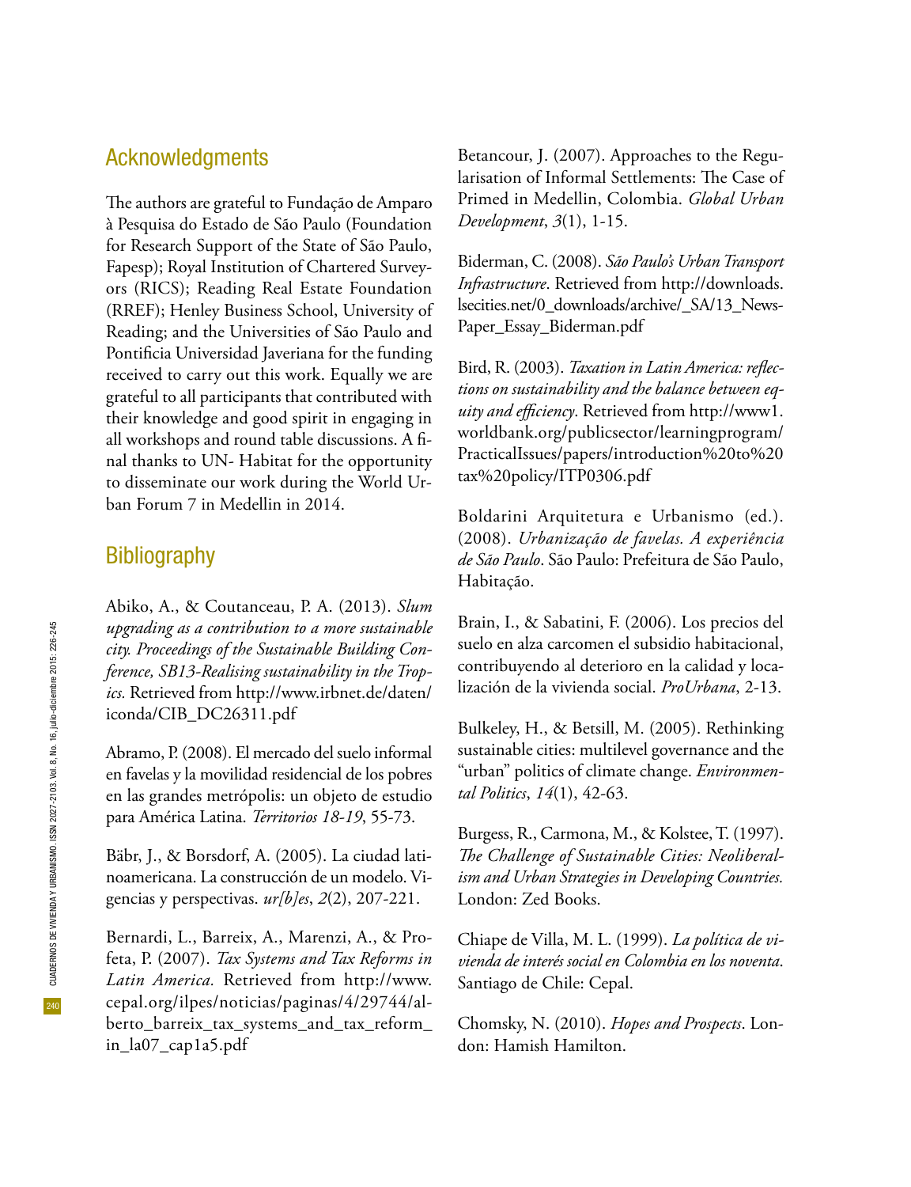## Acknowledgments

The authors are grateful to Fundação de Amparo à Pesquisa do Estado de São Paulo (Foundation for Research Support of the State of São Paulo, Fapesp); Royal Institution of Chartered Surveyors (RICS); Reading Real Estate Foundation (RREF); Henley Business School, University of Reading; and the Universities of São Paulo and Pontificia Universidad Javeriana for the funding received to carry out this work. Equally we are grateful to all participants that contributed with their knowledge and good spirit in engaging in all workshops and round table discussions. A final thanks to UN- Habitat for the opportunity to disseminate our work during the World Urban Forum 7 in Medellin in 2014.

## Bibliography

Abiko, A., & Coutanceau, P. A. (2013). *Slum upgrading as a contribution to a more sustainable city. Proceedings of the Sustainable Building Conference, SB13-Realising sustainability in the Tropics.* Retrieved from http://www.irbnet.de/daten/iconda/CIB_DC26311.pdf

Abramo, P. (2008). El mercado del suelo informal en favelas y la movilidad residencial de los pobres en las grandes metrópolis: un objeto de estudio para América Latina. *Territorios 18-19*, 55-73.

Bäbr, J., & Borsdorf, A. (2005). La ciudad latinoamericana. La construcción de un modelo. Vigencias y perspectivas. *ur[b]es*, *2*(2), 207-221.

Bernardi, L., Barreix, A., Marenzi, A., & Profeta, P. (2007). *Tax Systems and Tax Reforms in Latin America.* Retrieved from http://www.cepal.org/ilpes/noticias/paginas/4/29744/alberto_barreix_tax_systems_and_tax_reform_in_la07_cap1a5.pdf

Betancour, J. (2007). Approaches to the Regularisation of Informal Settlements: The Case of Primed in Medellin, Colombia. *Global Urban Development*, *3*(1), 1-15.

Biderman, C. (2008). *São Paulo's Urban Transport Infrastructure*. Retrieved from http://downloads.lsecities.net/0_downloads/archive/_SA/13_NewsPaper_Essay_Biderman.pdf

Bird, R. (2003). *Taxation in Latin America: reflections on sustainability and the balance between equity and efficiency*. Retrieved from http://www1.worldbank.org/publicsector/learningprogram/PracticalIssues/papers/introduction%20to%20tax%20policy/ITP0306.pdf

Boldarini Arquitetura e Urbanismo (ed.). (2008). *Urbanização de favelas. A experiência de São Paulo*. São Paulo: Prefeitura de São Paulo, Habitação.

Brain, I., & Sabatini, F. (2006). Los precios del suelo en alza carcomen el subsidio habitacional, contribuyendo al deterioro en la calidad y localización de la vivienda social. *ProUrbana*, 2-13.

Bulkeley, H., & Betsill, M. (2005). Rethinking sustainable cities: multilevel governance and the "urban" politics of climate change. *Environmental Politics*, *14*(1), 42-63.

Burgess, R., Carmona, M., & Kolstee, T. (1997). *The Challenge of Sustainable Cities: Neoliberalism and Urban Strategies in Developing Countries.* London: Zed Books.

Chiape de Villa, M. L. (1999). *La política de vivienda de interés social en Colombia en los noventa*. Santiago de Chile: Cepal.

Chomsky, N. (2010). *Hopes and Prospects*. London: Hamish Hamilton.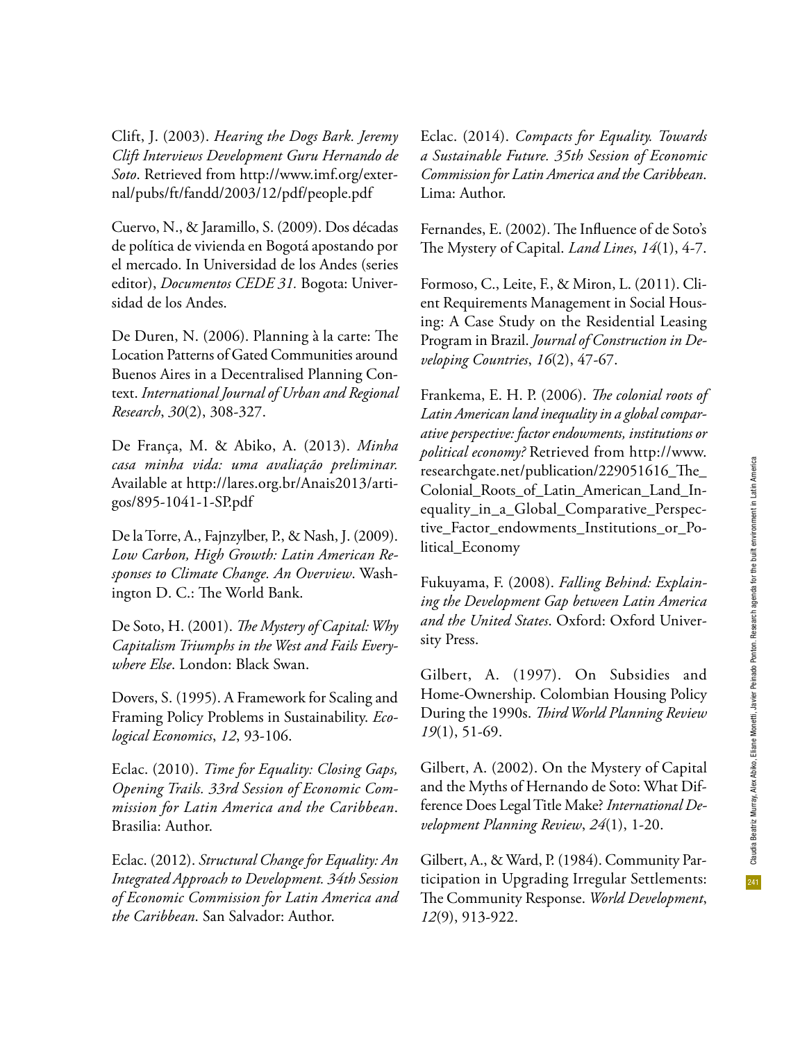Clift, J. (2003). *Hearing the Dogs Bark. Jeremy Clift Interviews Development Guru Hernando de Soto*. Retrieved from http://www.imf.org/external/pubs/ft/fandd/2003/12/pdf/people.pdf

Cuervo, N., & Jaramillo, S. (2009). Dos décadas de política de vivienda en Bogotá apostando por el mercado. In Universidad de los Andes (series editor), *Documentos CEDE 31.* Bogota: Universidad de los Andes.

De Duren, N. (2006). Planning à la carte: The Location Patterns of Gated Communities around Buenos Aires in a Decentralised Planning Context. *International Journal of Urban and Regional Research*, *30*(2), 308-327.

De França, M. & Abiko, A. (2013). *Minha casa minha vida: uma avaliação preliminar.* Available at http://lares.org.br/Anais2013/artigos/895-1041-1-SP.pdf

De la Torre, A., Fajnzylber, P., & Nash, J. (2009). *Low Carbon, High Growth: Latin American Responses to Climate Change. An Overview*. Washington D. C.: The World Bank.

De Soto, H. (2001). *The Mystery of Capital: Why Capitalism Triumphs in the West and Fails Everywhere Else*. London: Black Swan.

Dovers, S. (1995). A Framework for Scaling and Framing Policy Problems in Sustainability. *Ecological Economics*, *12*, 93-106.

Eclac. (2010). *Time for Equality: Closing Gaps, Opening Trails. 33rd Session of Economic Commission for Latin America and the Caribbean*. Brasilia: Author.

Eclac. (2012). *Structural Change for Equality: An Integrated Approach to Development. 34th Session of Economic Commission for Latin America and the Caribbean*. San Salvador: Author.

Eclac. (2014). *Compacts for Equality. Towards a Sustainable Future. 35th Session of Economic Commission for Latin America and the Caribbean*. Lima: Author.

Fernandes, E. (2002). The Influence of de Soto's The Mystery of Capital. *Land Lines*, *14*(1), 4-7.

Formoso, C., Leite, F., & Miron, L. (2011). Client Requirements Management in Social Housing: A Case Study on the Residential Leasing Program in Brazil. *Journal of Construction in Developing Countries*, *16*(2), 47-67.

Frankema, E. H. P. (2006). *The colonial roots of Latin American land inequality in a global comparative perspective: factor endowments, institutions or political economy?* Retrieved from http://www.researchgate.net/publication/229051616_The_Colonial_Roots_of_Latin_American_Land_Inequality_in_a_Global_Comparative_Perspective_Factor_endowments_Institutions_or_Political_Economy

Fukuyama, F. (2008). *Falling Behind: Explaining the Development Gap between Latin America and the United States*. Oxford: Oxford University Press.

Gilbert, A. (1997). On Subsidies and Home-Ownership. Colombian Housing Policy During the 1990s. *Third World Planning Review* *19*(1), 51-69.

Gilbert, A. (2002). On the Mystery of Capital and the Myths of Hernando de Soto: What Difference Does Legal Title Make? *International Development Planning Review*, *24*(1), 1-20.

Gilbert, A., & Ward, P. (1984). Community Participation in Upgrading Irregular Settlements: The Community Response. *World Development*, *12*(9), 913-922.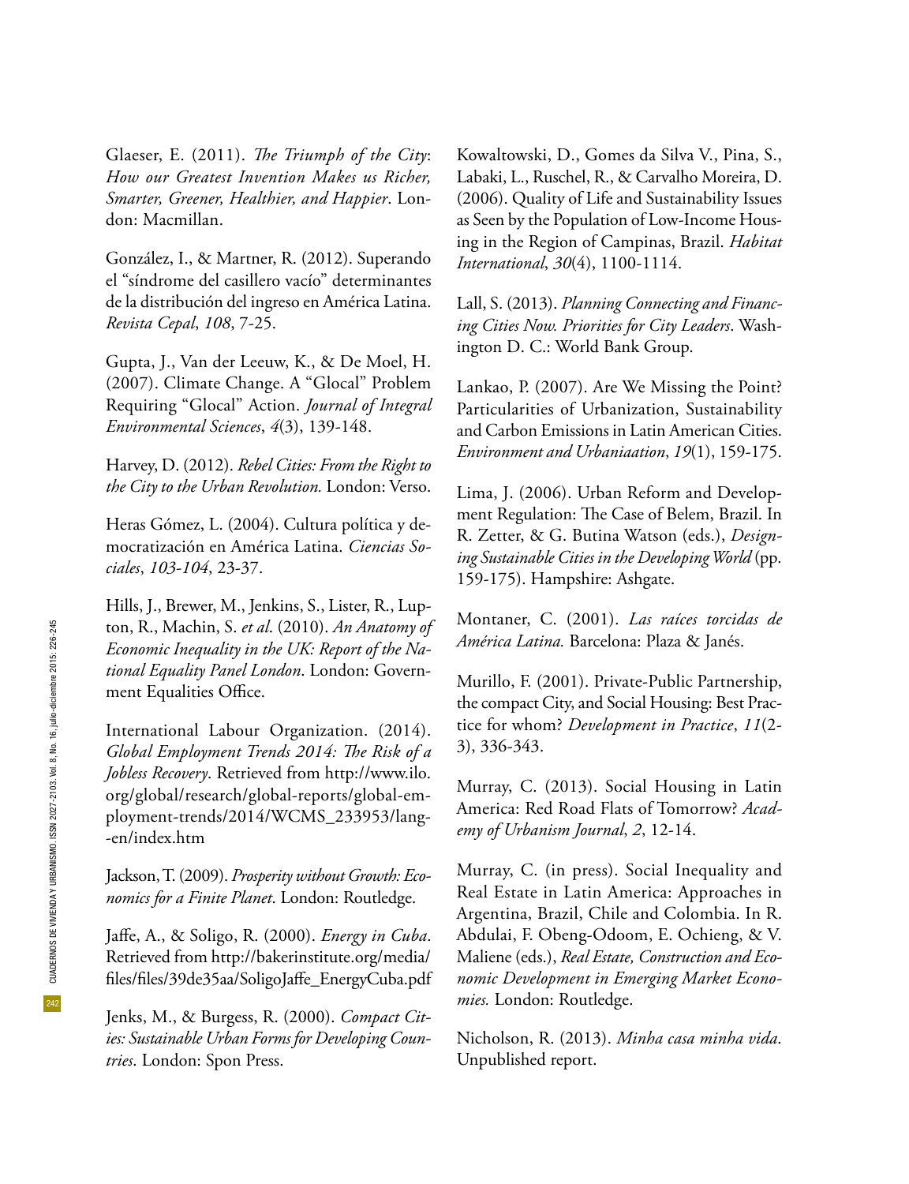Glaeser, E. (2011). *The Triumph of the City: How our Greatest Invention Makes us Richer, Smarter, Greener, Healthier, and Happier*. London: Macmillan.

González, I., & Martner, R. (2012). Superando el "síndrome del casillero vacío" determinantes de la distribución del ingreso en América Latina. *Revista Cepal*, *108*, 7-25.

Gupta, J., Van der Leeuw, K., & De Moel, H. (2007). Climate Change. A "Glocal" Problem Requiring "Glocal" Action. *Journal of Integral Environmental Sciences*, *4*(3), 139-148.

Harvey, D. (2012). *Rebel Cities: From the Right to the City to the Urban Revolution.* London: Verso.

Heras Gómez, L. (2004). Cultura política y democratización en América Latina. *Ciencias Sociales*, *103-104*, 23-37.

Hills, J., Brewer, M., Jenkins, S., Lister, R., Lupton, R., Machin, S. *et al*. (2010). *An Anatomy of Economic Inequality in the UK: Report of the National Equality Panel London*. London: Government Equalities Office.

International Labour Organization. (2014). *Global Employment Trends 2014: The Risk of a Jobless Recovery*. Retrieved from http://www.ilo.org/global/research/global-reports/global-employment-trends/2014/WCMS_233953/lang--en/index.htm

Jackson, T. (2009). *Prosperity without Growth: Economics for a Finite Planet*. London: Routledge.

Jaffe, A., & Soligo, R. (2000). *Energy in Cuba*. Retrieved from http://bakerinstitute.org/media/files/files/39de35aa/SoligoJaffe_EnergyCuba.pdf

Jenks, M., & Burgess, R. (2000). *Compact Cities: Sustainable Urban Forms for Developing Countries*. London: Spon Press.

Kowaltowski, D., Gomes da Silva V., Pina, S., Labaki, L., Ruschel, R., & Carvalho Moreira, D. (2006). Quality of Life and Sustainability Issues as Seen by the Population of Low-Income Housing in the Region of Campinas, Brazil. *Habitat International*, *30*(4), 1100-1114.

Lall, S. (2013). *Planning Connecting and Financing Cities Now. Priorities for City Leaders*. Washington D. C.: World Bank Group.

Lankao, P. (2007). Are We Missing the Point? Particularities of Urbanization, Sustainability and Carbon Emissions in Latin American Cities. *Environment and Urbaniaation*, *19*(1), 159-175.

Lima, J. (2006). Urban Reform and Development Regulation: The Case of Belem, Brazil. In R. Zetter, & G. Butina Watson (eds.), *Designing Sustainable Cities in the Developing World* (pp. 159-175). Hampshire: Ashgate.

Montaner, C. (2001). *Las raíces torcidas de América Latina.* Barcelona: Plaza & Janés.

Murillo, F. (2001). Private-Public Partnership, the compact City, and Social Housing: Best Practice for whom? *Development in Practice*, *11*(2-3), 336-343.

Murray, C. (2013). Social Housing in Latin America: Red Road Flats of Tomorrow? *Academy of Urbanism Journal*, *2*, 12-14.

Murray, C. (in press). Social Inequality and Real Estate in Latin America: Approaches in Argentina, Brazil, Chile and Colombia. In R. Abdulai, F. Obeng-Odoom, E. Ochieng, & V. Maliene (eds.), *Real Estate, Construction and Economic Development in Emerging Market Economies.* London: Routledge.

Nicholson, R. (2013). *Minha casa minha vida*. Unpublished report.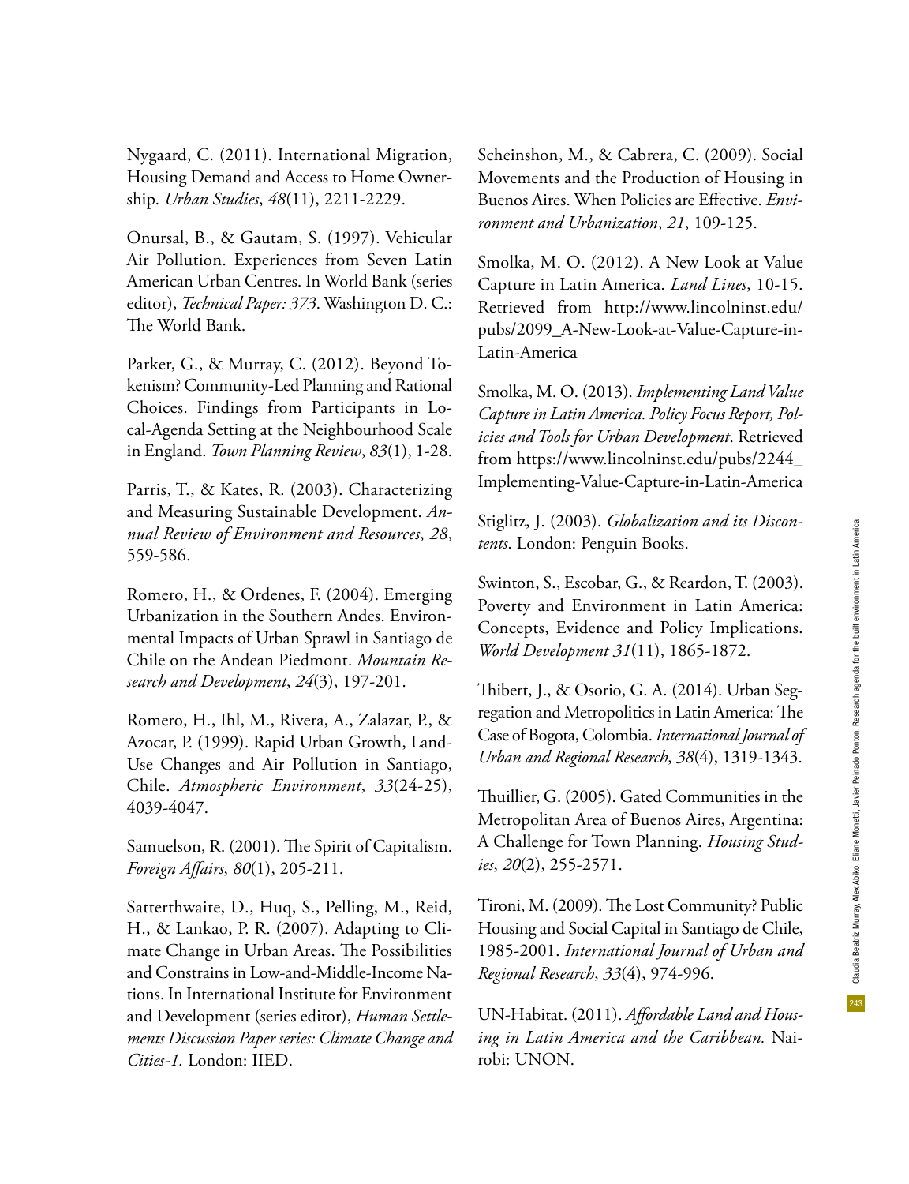Nygaard, C. (2011). International Migration, Housing Demand and Access to Home Ownership. *Urban Studies*, *48*(11), 2211-2229.

Onursal, B., & Gautam, S. (1997). Vehicular Air Pollution. Experiences from Seven Latin American Urban Centres. In World Bank (series editor), *Technical Paper: 373*. Washington D. C.: The World Bank.

Parker, G., & Murray, C. (2012). Beyond Tokenism? Community-Led Planning and Rational Choices. Findings from Participants in Local-Agenda Setting at the Neighbourhood Scale in England. *Town Planning Review*, *83*(1), 1-28.

Parris, T., & Kates, R. (2003). Characterizing and Measuring Sustainable Development. *Annual Review of Environment and Resources*, *28*, 559-586.

Romero, H., & Ordenes, F. (2004). Emerging Urbanization in the Southern Andes. Environmental Impacts of Urban Sprawl in Santiago de Chile on the Andean Piedmont. *Mountain Research and Development*, *24*(3), 197-201.

Romero, H., Ihl, M., Rivera, A., Zalazar, P., & Azocar, P. (1999). Rapid Urban Growth, Land-Use Changes and Air Pollution in Santiago, Chile. *Atmospheric Environment*, *33*(24-25), 4039-4047.

Samuelson, R. (2001). The Spirit of Capitalism. *Foreign Affairs*, *80*(1), 205-211.

Satterthwaite, D., Huq, S., Pelling, M., Reid, H., & Lankao, P. R. (2007). Adapting to Climate Change in Urban Areas. The Possibilities and Constrains in Low-and-Middle-Income Nations. In International Institute for Environment and Development (series editor), *Human Settlements Discussion Paper series: Climate Change and Cities-1.* London: IIED.

Scheinshon, M., & Cabrera, C. (2009). Social Movements and the Production of Housing in Buenos Aires. When Policies are Effective. *Environment and Urbanization*, *21*, 109-125.

Smolka, M. O. (2012). A New Look at Value Capture in Latin America. *Land Lines*, 10-15. Retrieved from http://www.lincolninst.edu/pubs/2099_A-New-Look-at-Value-Capture-in-Latin-America

Smolka, M. O. (2013). *Implementing Land Value Capture in Latin America. Policy Focus Report, Policies and Tools for Urban Development*. Retrieved from https://www.lincolninst.edu/pubs/2244_Implementing-Value-Capture-in-Latin-America

Stiglitz, J. (2003). *Globalization and its Discontents*. London: Penguin Books.

Swinton, S., Escobar, G., & Reardon, T. (2003). Poverty and Environment in Latin America: Concepts, Evidence and Policy Implications. *World Development 31*(11), 1865-1872.

Thibert, J., & Osorio, G. A. (2014). Urban Segregation and Metropolitics in Latin America: The Case of Bogota, Colombia. *International Journal of Urban and Regional Research*, *38*(4), 1319-1343.

Thuillier, G. (2005). Gated Communities in the Metropolitan Area of Buenos Aires, Argentina: A Challenge for Town Planning. *Housing Studies*, *20*(2), 255-2571.

Tironi, M. (2009). The Lost Community? Public Housing and Social Capital in Santiago de Chile, 1985-2001. *International Journal of Urban and Regional Research*, *33*(4), 974-996.

UN-Habitat. (2011). *Affordable Land and Housing in Latin America and the Caribbean.* Nairobi: UNON.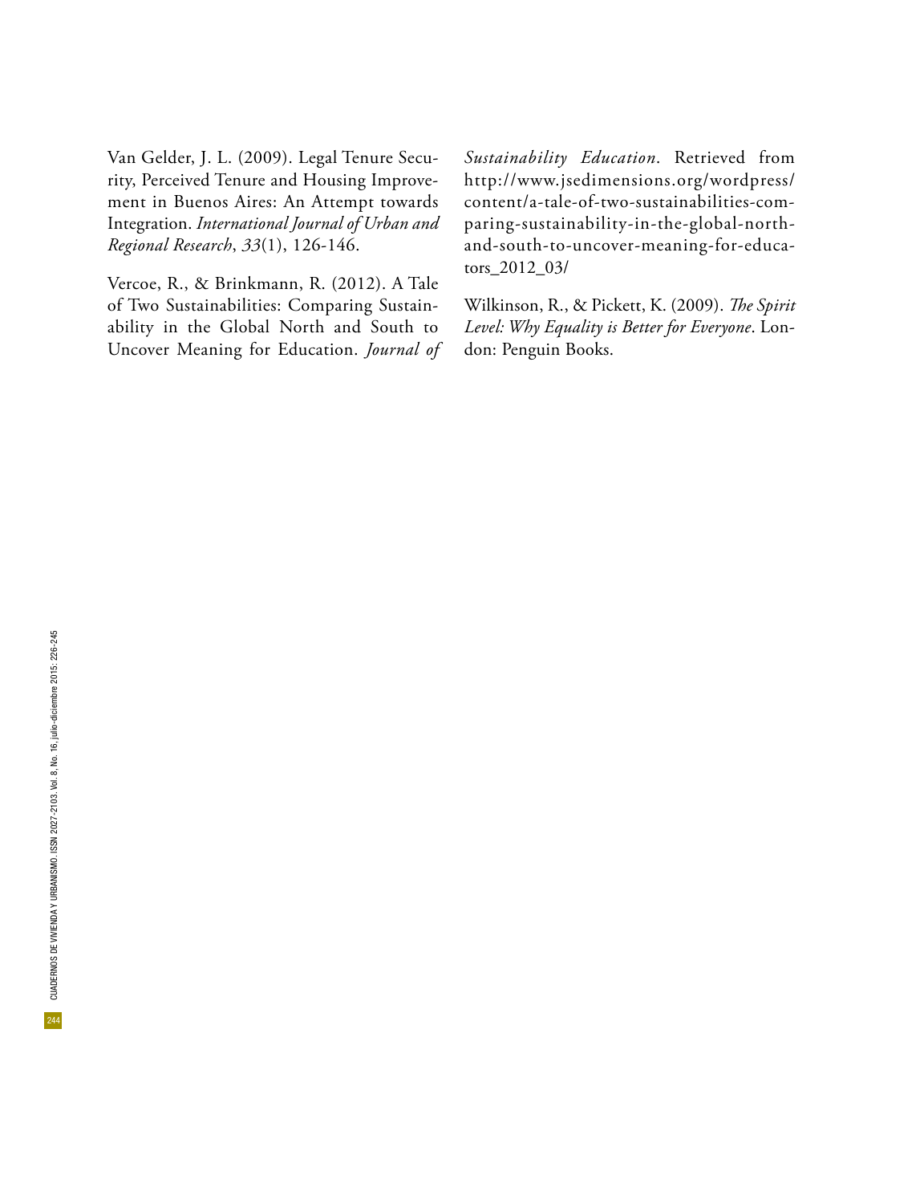Van Gelder, J. L. (2009). Legal Tenure Security, Perceived Tenure and Housing Improvement in Buenos Aires: An Attempt towards Integration. *International Journal of Urban and Regional Research*, *33*(1), 126-146.

Vercoe, R., & Brinkmann, R. (2012). A Tale of Two Sustainabilities: Comparing Sustainability in the Global North and South to Uncover Meaning for Education. *Journal of Sustainability Education*. Retrieved from http://www.jsedimensions.org/wordpress/content/a-tale-of-two-sustainabilities-comparing-sustainability-in-the-global-north-and-south-to-uncover-meaning-for-educators_2012_03/

Wilkinson, R., & Pickett, K. (2009). *The Spirit Level: Why Equality is Better for Everyone*. London: Penguin Books.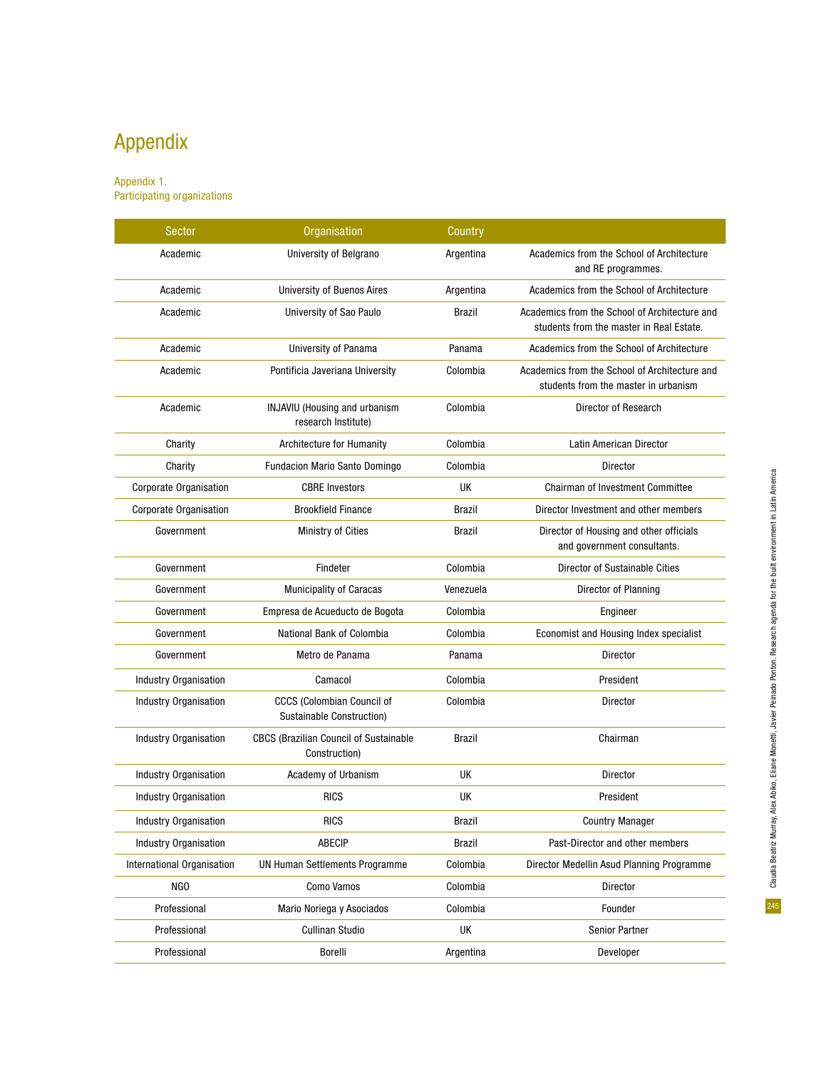# Appendix

Appendix 1.
Participating organizations

| Sector | Organisation | Country | |
|---|---|---|---|
| Academic | University of Belgrano | Argentina | Academics from the School of Architecture and RE programmes. |
| Academic | University of Buenos Aires | Argentina | Academics from the School of Architecture |
| Academic | University of Sao Paulo | Brazil | Academics from the School of Architecture and students from the master in Real Estate. |
| Academic | University of Panama | Panama | Academics from the School of Architecture |
| Academic | Pontificia Javeriana University | Colombia | Academics from the School of Architecture and students from the master in urbanism |
| Academic | INJAVIU (Housing and urbanism research Institute) | Colombia | Director of Research |
| Charity | Architecture for Humanity | Colombia | Latin American Director |
| Charity | Fundacion Mario Santo Domingo | Colombia | Director |
| Corporate Organisation | CBRE Investors | UK | Chairman of Investment Committee |
| Corporate Organisation | Brookfield Finance | Brazil | Director Investment and other members |
| Government | Ministry of Cities | Brazil | Director of Housing and other officials and government consultants. |
| Government | Findeter | Colombia | Director of Sustainable Cities |
| Government | Municipality of Caracas | Venezuela | Director of Planning |
| Government | Empresa de Acueducto de Bogota | Colombia | Engineer |
| Government | National Bank of Colombia | Colombia | Economist and Housing Index specialist |
| Government | Metro de Panama | Panama | Director |
| Industry Organisation | Camacol | Colombia | President |
| Industry Organisation | CCCS (Colombian Council of Sustainable Construction) | Colombia | Director |
| Industry Organisation | CBCS (Brazilian Council of Sustainable Construction) | Brazil | Chairman |
| Industry Organisation | Academy of Urbanism | UK | Director |
| Industry Organisation | RICS | UK | President |
| Industry Organisation | RICS | Brazil | Country Manager |
| Industry Organisation | ABECIP | Brazil | Past-Director and other members |
| International Organisation | UN Human Settlements Programme | Colombia | Director Medellin Asud Planning Programme |
| NGO | Como Vamos | Colombia | Director |
| Professional | Mario Noriega y Asociados | Colombia | Founder |
| Professional | Cullinan Studio | UK | Senior Partner |
| Professional | Borelli | Argentina | Developer |